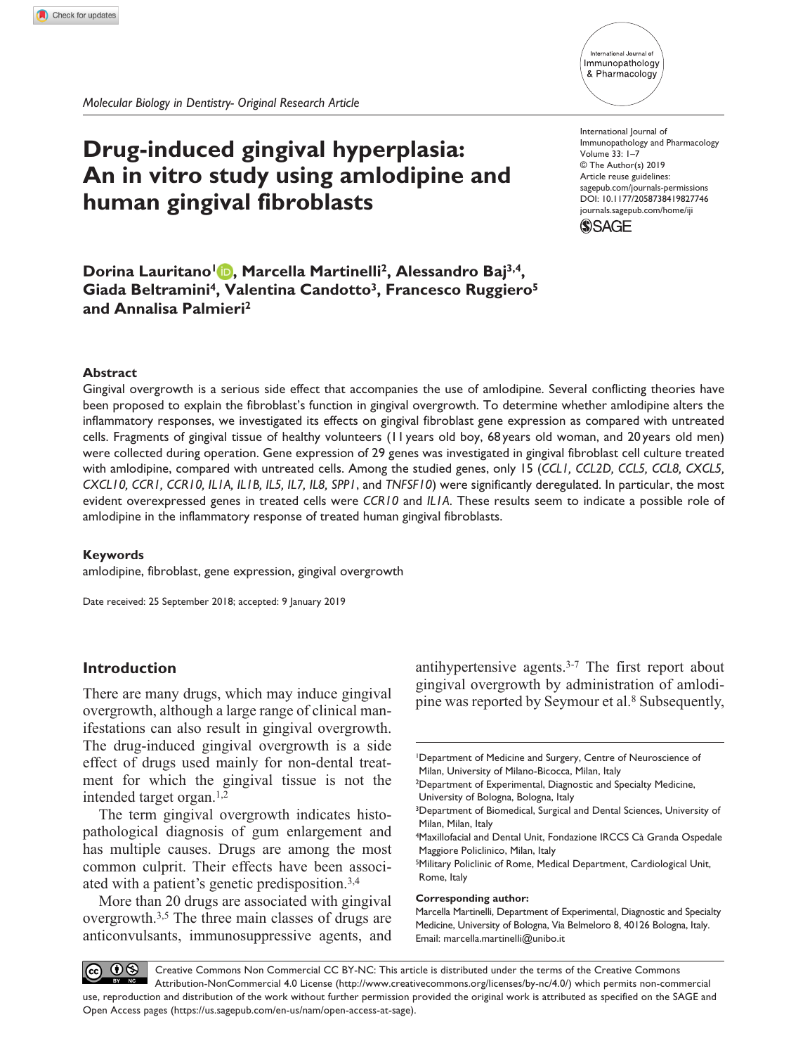*Molecular Biology in Dentistry- Original Research Article*

International Journal of Immunopathology and Pharmacology
Volume 33: 1–7
© The Author(s) 2019
Article reuse guidelines:
sagepub.com/journals-permissions
DOI: 10.1177/2058738419827746
journals.sagepub.com/home/iji

# Drug-induced gingival hyperplasia: An in vitro study using amlodipine and human gingival fibroblasts

**Dorina Lauritano[1], Marcella Martinelli[2], Alessandro Baj[3,4], Giada Beltramini[4], Valentina Candotto[3], Francesco Ruggiero[5] and Annalisa Palmieri[2]**

## Abstract

Gingival overgrowth is a serious side effect that accompanies the use of amlodipine. Several conflicting theories have been proposed to explain the fibroblast's function in gingival overgrowth. To determine whether amlodipine alters the inflammatory responses, we investigated its effects on gingival fibroblast gene expression as compared with untreated cells. Fragments of gingival tissue of healthy volunteers (11 years old boy, 68 years old woman, and 20 years old men) were collected during operation. Gene expression of 29 genes was investigated in gingival fibroblast cell culture treated with amlodipine, compared with untreated cells. Among the studied genes, only 15 (*CCL1, CCL2D, CCL5, CCL8, CXCL5, CXCL10, CCR1, CCR10, IL1A, IL1B, IL5, IL7, IL8, SPP1*, and *TNFSF10*) were significantly deregulated. In particular, the most evident overexpressed genes in treated cells were *CCR10* and *IL1A*. These results seem to indicate a possible role of amlodipine in the inflammatory response of treated human gingival fibroblasts.

### Keywords

amlodipine, fibroblast, gene expression, gingival overgrowth

Date received: 25 September 2018; accepted: 9 January 2019

## Introduction

There are many drugs, which may induce gingival overgrowth, although a large range of clinical manifestations can also result in gingival overgrowth. The drug-induced gingival overgrowth is a side effect of drugs used mainly for non-dental treatment for which the gingival tissue is not the intended target organ.[1,2]

The term gingival overgrowth indicates histopathological diagnosis of gum enlargement and has multiple causes. Drugs are among the most common culprit. Their effects have been associated with a patient's genetic predisposition.[3,4]

More than 20 drugs are associated with gingival overgrowth.[3,5] The three main classes of drugs are anticonvulsants, immunosuppressive agents, and antihypertensive agents.[3-7] The first report about gingival overgrowth by administration of amlodipine was reported by Seymour et al.[8] Subsequently,

[1]Department of Medicine and Surgery, Centre of Neuroscience of Milan, University of Milano-Bicocca, Milan, Italy
[2]Department of Experimental, Diagnostic and Specialty Medicine, University of Bologna, Bologna, Italy
[3]Department of Biomedical, Surgical and Dental Sciences, University of Milan, Milan, Italy
[4]Maxillofacial and Dental Unit, Fondazione IRCCS Cà Granda Ospedale Maggiore Policlinico, Milan, Italy
[5]Military Policlinic of Rome, Medical Department, Cardiological Unit, Rome, Italy

**Corresponding author:**
Marcella Martinelli, Department of Experimental, Diagnostic and Specialty Medicine, University of Bologna, Via Belmeloro 8, 40126 Bologna, Italy.
Email: marcella.martinelli@unibo.it

Creative Commons Non Commercial CC BY-NC: This article is distributed under the terms of the Creative Commons Attribution-NonCommercial 4.0 License (http://www.creativecommons.org/licenses/by-nc/4.0/) which permits non-commercial use, reproduction and distribution of the work without further permission provided the original work is attributed as specified on the SAGE and Open Access pages (https://us.sagepub.com/en-us/nam/open-access-at-sage).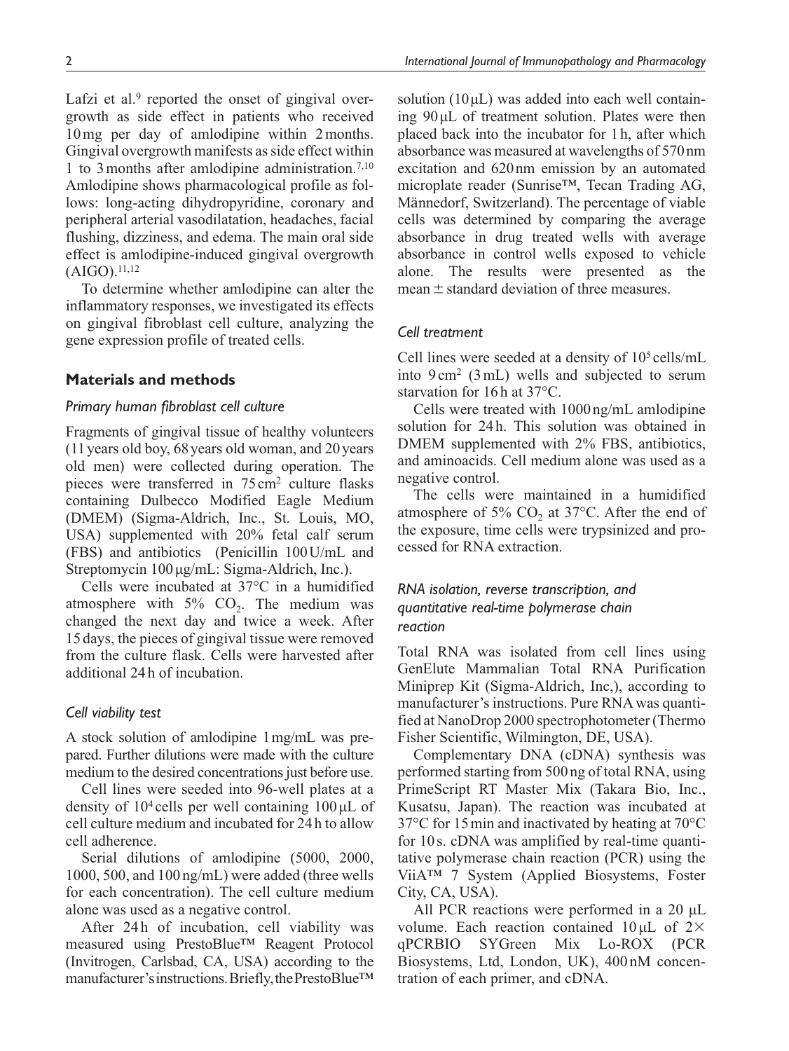Lafzi et al.[9] reported the onset of gingival overgrowth as side effect in patients who received 10 mg per day of amlodipine within 2 months. Gingival overgrowth manifests as side effect within 1 to 3 months after amlodipine administration.[7,10] Amlodipine shows pharmacological profile as follows: long-acting dihydropyridine, coronary and peripheral arterial vasodilatation, headaches, facial flushing, dizziness, and edema. The main oral side effect is amlodipine-induced gingival overgrowth (AIGO).[11,12]

To determine whether amlodipine can alter the inflammatory responses, we investigated its effects on gingival fibroblast cell culture, analyzing the gene expression profile of treated cells.

## Materials and methods

### *Primary human fibroblast cell culture*

Fragments of gingival tissue of healthy volunteers (11 years old boy, 68 years old woman, and 20 years old men) were collected during operation. The pieces were transferred in 75 cm$^2$ culture flasks containing Dulbecco Modified Eagle Medium (DMEM) (Sigma-Aldrich, Inc., St. Louis, MO, USA) supplemented with 20% fetal calf serum (FBS) and antibiotics (Penicillin 100 U/mL and Streptomycin 100 µg/mL: Sigma-Aldrich, Inc.).

Cells were incubated at 37°C in a humidified atmosphere with 5% $CO_2$. The medium was changed the next day and twice a week. After 15 days, the pieces of gingival tissue were removed from the culture flask. Cells were harvested after additional 24 h of incubation.

### *Cell viability test*

A stock solution of amlodipine 1 mg/mL was prepared. Further dilutions were made with the culture medium to the desired concentrations just before use.

Cell lines were seeded into 96-well plates at a density of $10^4$ cells per well containing 100 µL of cell culture medium and incubated for 24 h to allow cell adherence.

Serial dilutions of amlodipine (5000, 2000, 1000, 500, and 100 ng/mL) were added (three wells for each concentration). The cell culture medium alone was used as a negative control.

After 24 h of incubation, cell viability was measured using PrestoBlue™ Reagent Protocol (Invitrogen, Carlsbad, CA, USA) according to the manufacturer's instructions. Briefly, the PrestoBlue™ solution (10 µL) was added into each well containing 90 µL of treatment solution. Plates were then placed back into the incubator for 1 h, after which absorbance was measured at wavelengths of 570 nm excitation and 620 nm emission by an automated microplate reader (Sunrise™, Tecan Trading AG, Männedorf, Switzerland). The percentage of viable cells was determined by comparing the average absorbance in drug treated wells with average absorbance in control wells exposed to vehicle alone. The results were presented as the mean ± standard deviation of three measures.

### *Cell treatment*

Cell lines were seeded at a density of $10^5$ cells/mL into 9 cm$^2$ (3 mL) wells and subjected to serum starvation for 16 h at 37°C.

Cells were treated with 1000 ng/mL amlodipine solution for 24 h. This solution was obtained in DMEM supplemented with 2% FBS, antibiotics, and aminoacids. Cell medium alone was used as a negative control.

The cells were maintained in a humidified atmosphere of 5% $CO_2$ at 37°C. After the end of the exposure, time cells were trypsinized and processed for RNA extraction.

### *RNA isolation, reverse transcription, and quantitative real-time polymerase chain reaction*

Total RNA was isolated from cell lines using GenElute Mammalian Total RNA Purification Miniprep Kit (Sigma-Aldrich, Inc,), according to manufacturer's instructions. Pure RNA was quantified at NanoDrop 2000 spectrophotometer (Thermo Fisher Scientific, Wilmington, DE, USA).

Complementary DNA (cDNA) synthesis was performed starting from 500 ng of total RNA, using PrimeScript RT Master Mix (Takara Bio, Inc., Kusatsu, Japan). The reaction was incubated at 37°C for 15 min and inactivated by heating at 70°C for 10 s. cDNA was amplified by real-time quantitative polymerase chain reaction (PCR) using the ViiA™ 7 System (Applied Biosystems, Foster City, CA, USA).

All PCR reactions were performed in a 20 µL volume. Each reaction contained 10 µL of 2× qPCRBIO SYGreen Mix Lo-ROX (PCR Biosystems, Ltd, London, UK), 400 nM concentration of each primer, and cDNA.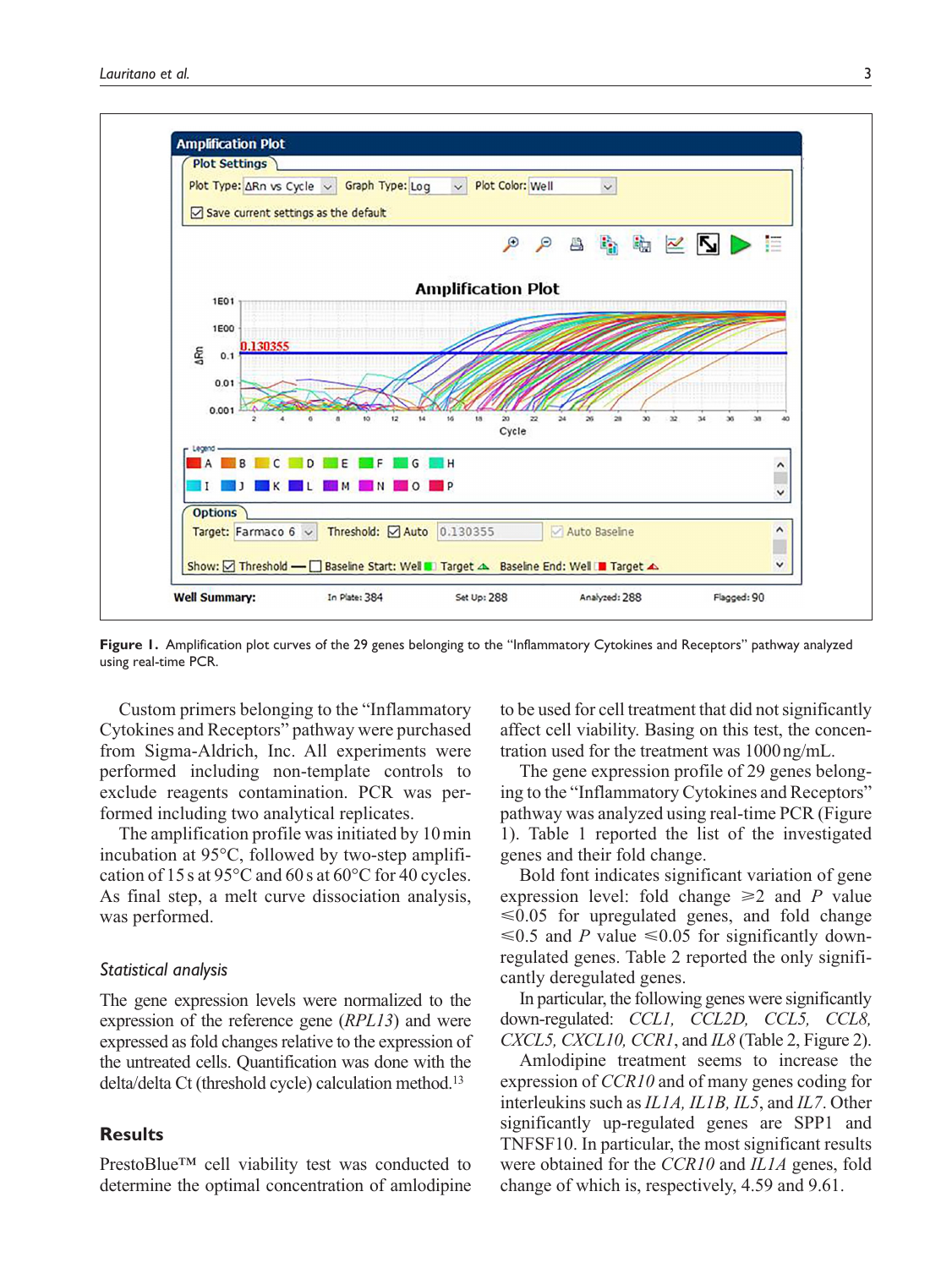Figure 1. Amplification plot curves of the 29 genes belonging to the "Inflammatory Cytokines and Receptors" pathway analyzed using real-time PCR.

Custom primers belonging to the "Inflammatory Cytokines and Receptors" pathway were purchased from Sigma-Aldrich, Inc. All experiments were performed including non-template controls to exclude reagents contamination. PCR was performed including two analytical replicates.

The amplification profile was initiated by 10 min incubation at 95°C, followed by two-step amplification of 15 s at 95°C and 60 s at 60°C for 40 cycles. As final step, a melt curve dissociation analysis, was performed.

### *Statistical analysis*

The gene expression levels were normalized to the expression of the reference gene (*RPL13*) and were expressed as fold changes relative to the expression of the untreated cells. Quantification was done with the delta/delta Ct (threshold cycle) calculation method.[13]

## Results

PrestoBlue™ cell viability test was conducted to determine the optimal concentration of amlodipine to be used for cell treatment that did not significantly affect cell viability. Basing on this test, the concentration used for the treatment was 1000 ng/mL.

The gene expression profile of 29 genes belonging to the "Inflammatory Cytokines and Receptors" pathway was analyzed using real-time PCR (Figure 1). Table 1 reported the list of the investigated genes and their fold change.

Bold font indicates significant variation of gene expression level: fold change $\geqslant 2$ and $P$ value $\leqslant 0.05$ for upregulated genes, and fold change $\leqslant 0.5$ and $P$ value $\leqslant 0.05$ for significantly down-regulated genes. Table 2 reported the only significantly deregulated genes.

In particular, the following genes were significantly down-regulated: *CCL1, CCL2D, CCL5, CCL8, CXCL5, CXCL10, CCR1*, and *IL8* (Table 2, Figure 2).

Amlodipine treatment seems to increase the expression of *CCR10* and of many genes coding for interleukins such as *IL1A, IL1B, IL5*, and *IL7*. Other significantly up-regulated genes are SPP1 and TNFSF10. In particular, the most significant results were obtained for the *CCR10* and *IL1A* genes, fold change of which is, respectively, 4.59 and 9.61.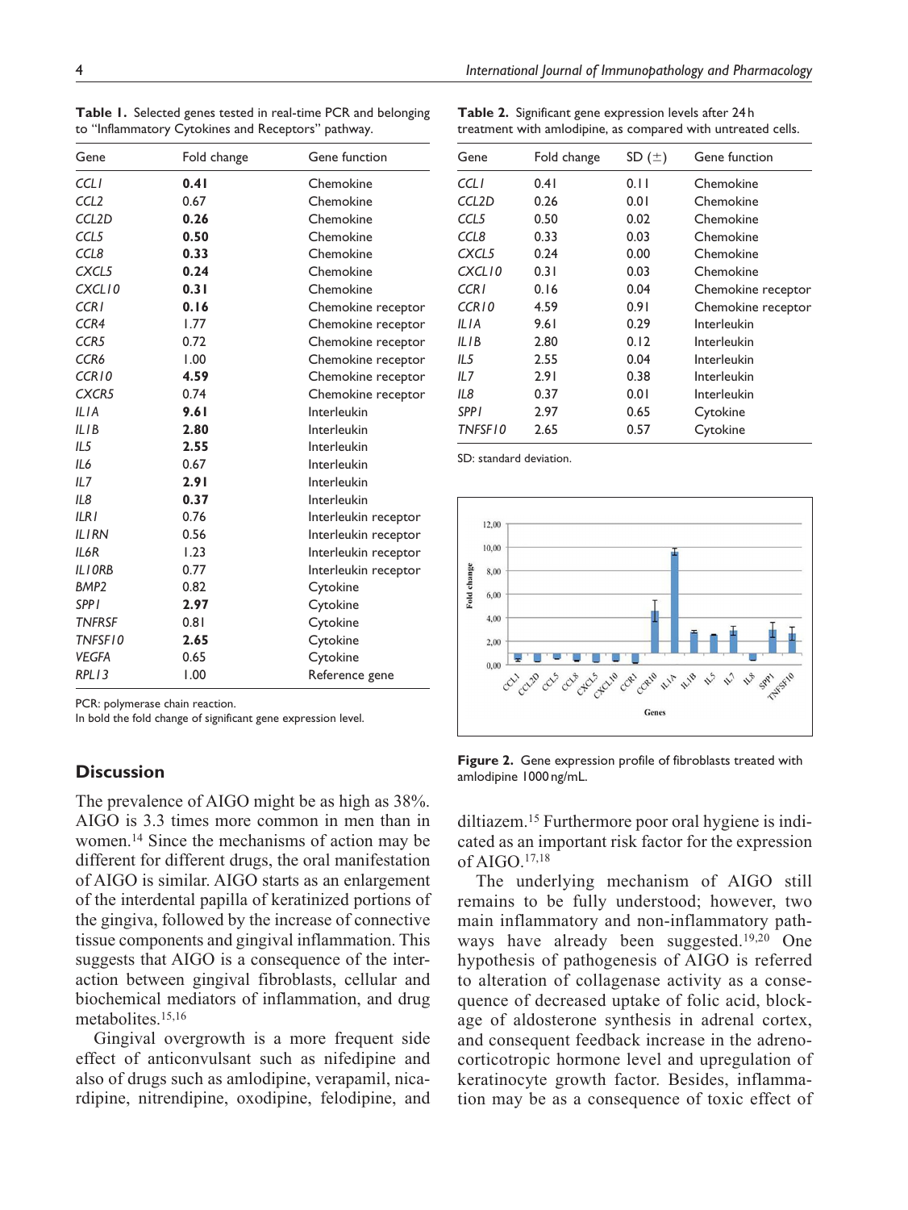**Table 1.** Selected genes tested in real-time PCR and belonging to "Inflammatory Cytokines and Receptors" pathway.

| Gene | Fold change | Gene function |
|---|---|---|
| *CCL1* | **0.41** | Chemokine |
| *CCL2* | 0.67 | Chemokine |
| *CCL2D* | **0.26** | Chemokine |
| *CCL5* | **0.50** | Chemokine |
| *CCL8* | **0.33** | Chemokine |
| *CXCL5* | **0.24** | Chemokine |
| *CXCL10* | **0.31** | Chemokine |
| *CCR1* | **0.16** | Chemokine receptor |
| *CCR4* | 1.77 | Chemokine receptor |
| *CCR5* | 0.72 | Chemokine receptor |
| *CCR6* | 1.00 | Chemokine receptor |
| *CCR10* | **4.59** | Chemokine receptor |
| *CXCR5* | 0.74 | Chemokine receptor |
| *IL1A* | **9.61** | Interleukin |
| *IL1B* | **2.80** | Interleukin |
| *IL5* | **2.55** | Interleukin |
| *IL6* | 0.67 | Interleukin |
| *IL7* | **2.91** | Interleukin |
| *IL8* | **0.37** | Interleukin |
| *ILR1* | 0.76 | Interleukin receptor |
| *IL1RN* | 0.56 | Interleukin receptor |
| *IL6R* | 1.23 | Interleukin receptor |
| *IL10RB* | 0.77 | Interleukin receptor |
| *BMP2* | 0.82 | Cytokine |
| *SPP1* | **2.97** | Cytokine |
| *TNFRSF* | 0.81 | Cytokine |
| *TNFSF10* | **2.65** | Cytokine |
| *VEGFA* | 0.65 | Cytokine |
| *RPL13* | 1.00 | Reference gene |

PCR: polymerase chain reaction.
In bold the fold change of significant gene expression level.

**Table 2.** Significant gene expression levels after 24 h treatment with amlodipine, as compared with untreated cells.

| Gene | Fold change | SD (±) | Gene function |
|---|---|---|---|
| *CCL1* | 0.41 | 0.11 | Chemokine |
| *CCL2D* | 0.26 | 0.01 | Chemokine |
| *CCL5* | 0.50 | 0.02 | Chemokine |
| *CCL8* | 0.33 | 0.03 | Chemokine |
| *CXCL5* | 0.24 | 0.00 | Chemokine |
| *CXCL10* | 0.31 | 0.03 | Chemokine |
| *CCR1* | 0.16 | 0.04 | Chemokine receptor |
| *CCR10* | 4.59 | 0.91 | Chemokine receptor |
| *IL1A* | 9.61 | 0.29 | Interleukin |
| *IL1B* | 2.80 | 0.12 | Interleukin |
| *IL5* | 2.55 | 0.04 | Interleukin |
| *IL7* | 2.91 | 0.38 | Interleukin |
| *IL8* | 0.37 | 0.01 | Interleukin |
| *SPP1* | 2.97 | 0.65 | Cytokine |
| *TNFSF10* | 2.65 | 0.57 | Cytokine |

SD: standard deviation.

**Figure 2.** Gene expression profile of fibroblasts treated with amlodipine 1000 ng/mL.

## Discussion

The prevalence of AIGO might be as high as 38%. AIGO is 3.3 times more common in men than in women.[14] Since the mechanisms of action may be different for different drugs, the oral manifestation of AIGO is similar. AIGO starts as an enlargement of the interdental papilla of keratinized portions of the gingiva, followed by the increase of connective tissue components and gingival inflammation. This suggests that AIGO is a consequence of the interaction between gingival fibroblasts, cellular and biochemical mediators of inflammation, and drug metabolites.[15,16]

Gingival overgrowth is a more frequent side effect of anticonvulsant such as nifedipine and also of drugs such as amlodipine, verapamil, nicardipine, nitrendipine, oxodipine, felodipine, and diltiazem.[15] Furthermore poor oral hygiene is indicated as an important risk factor for the expression of AIGO.[17,18]

The underlying mechanism of AIGO still remains to be fully understood; however, two main inflammatory and non-inflammatory pathways have already been suggested.[19,20] One hypothesis of pathogenesis of AIGO is referred to alteration of collagenase activity as a consequence of decreased uptake of folic acid, blockage of aldosterone synthesis in adrenal cortex, and consequent feedback increase in the adrenocorticotropic hormone level and upregulation of keratinocyte growth factor. Besides, inflammation may be as a consequence of toxic effect of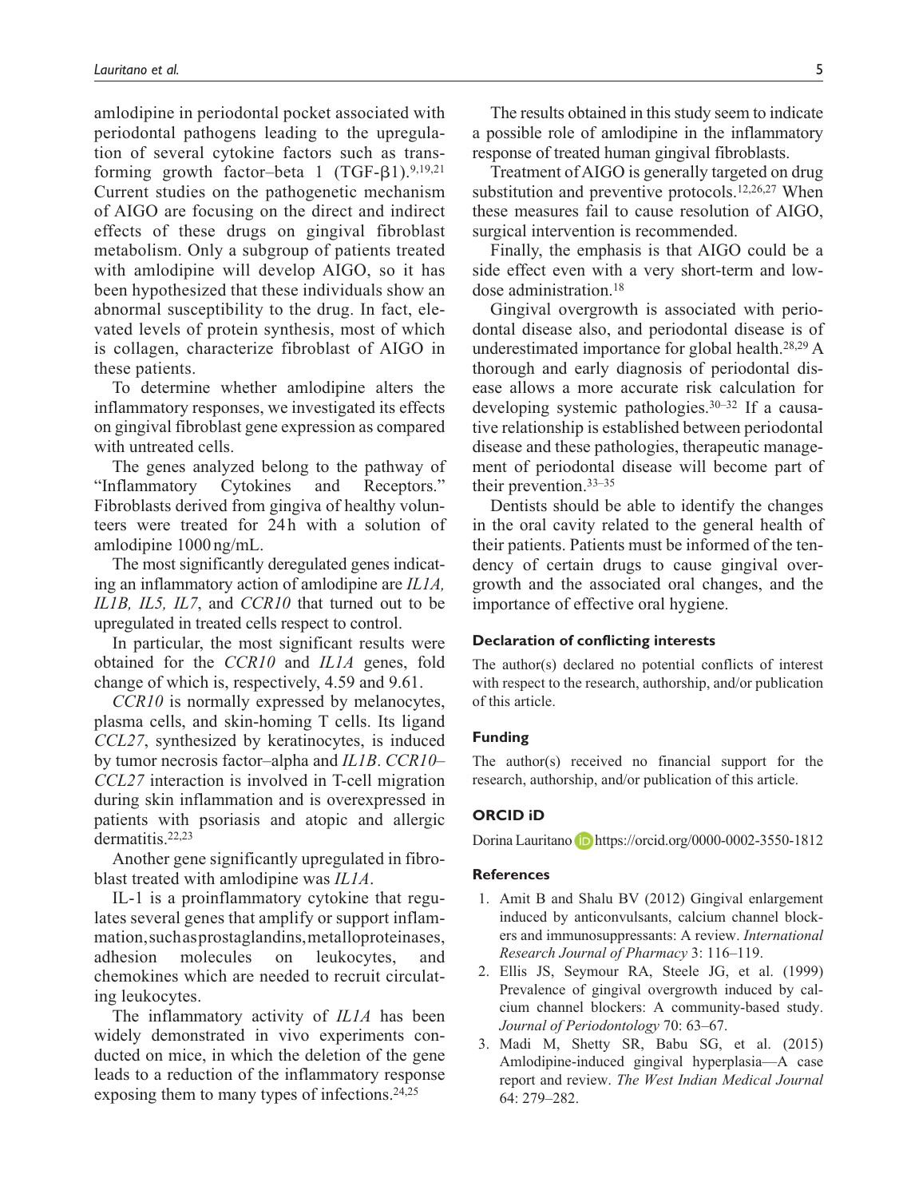amlodipine in periodontal pocket associated with periodontal pathogens leading to the upregulation of several cytokine factors such as transforming growth factor–beta 1 (TGF-$\beta$1).[9,19,21] Current studies on the pathogenetic mechanism of AIGO are focusing on the direct and indirect effects of these drugs on gingival fibroblast metabolism. Only a subgroup of patients treated with amlodipine will develop AIGO, so it has been hypothesized that these individuals show an abnormal susceptibility to the drug. In fact, elevated levels of protein synthesis, most of which is collagen, characterize fibroblast of AIGO in these patients.

To determine whether amlodipine alters the inflammatory responses, we investigated its effects on gingival fibroblast gene expression as compared with untreated cells.

The genes analyzed belong to the pathway of "Inflammatory Cytokines and Receptors." Fibroblasts derived from gingiva of healthy volunteers were treated for 24 h with a solution of amlodipine 1000 ng/mL.

The most significantly deregulated genes indicating an inflammatory action of amlodipine are *IL1A, IL1B, IL5, IL7*, and *CCR10* that turned out to be upregulated in treated cells respect to control.

In particular, the most significant results were obtained for the *CCR10* and *IL1A* genes, fold change of which is, respectively, 4.59 and 9.61.

*CCR10* is normally expressed by melanocytes, plasma cells, and skin-homing T cells. Its ligand *CCL27*, synthesized by keratinocytes, is induced by tumor necrosis factor–alpha and *IL1B*. *CCR10–CCL27* interaction is involved in T-cell migration during skin inflammation and is overexpressed in patients with psoriasis and atopic and allergic dermatitis.[22,23]

Another gene significantly upregulated in fibroblast treated with amlodipine was *IL1A*.

IL-1 is a proinflammatory cytokine that regulates several genes that amplify or support inflammation, such as prostaglandins, metalloproteinases, adhesion molecules on leukocytes, and chemokines which are needed to recruit circulating leukocytes.

The inflammatory activity of *IL1A* has been widely demonstrated in vivo experiments conducted on mice, in which the deletion of the gene leads to a reduction of the inflammatory response exposing them to many types of infections.[24,25]

The results obtained in this study seem to indicate a possible role of amlodipine in the inflammatory response of treated human gingival fibroblasts.

Treatment of AIGO is generally targeted on drug substitution and preventive protocols.[12,26,27] When these measures fail to cause resolution of AIGO, surgical intervention is recommended.

Finally, the emphasis is that AIGO could be a side effect even with a very short-term and low-dose administration.[18]

Gingival overgrowth is associated with periodontal disease also, and periodontal disease is of underestimated importance for global health.[28,29] A thorough and early diagnosis of periodontal disease allows a more accurate risk calculation for developing systemic pathologies.[30–32] If a causative relationship is established between periodontal disease and these pathologies, therapeutic management of periodontal disease will become part of their prevention.[33–35]

Dentists should be able to identify the changes in the oral cavity related to the general health of their patients. Patients must be informed of the tendency of certain drugs to cause gingival overgrowth and the associated oral changes, and the importance of effective oral hygiene.

#### Declaration of conflicting interests

The author(s) declared no potential conflicts of interest with respect to the research, authorship, and/or publication of this article.

#### Funding

The author(s) received no financial support for the research, authorship, and/or publication of this article.

#### ORCID iD

Dorina Lauritano https://orcid.org/0000-0002-3550-1812

#### References

1. Amit B and Shalu BV (2012) Gingival enlargement induced by anticonvulsants, calcium channel blockers and immunosuppressants: A review. *International Research Journal of Pharmacy* 3: 116–119.
2. Ellis JS, Seymour RA, Steele JG, et al. (1999) Prevalence of gingival overgrowth induced by calcium channel blockers: A community-based study. *Journal of Periodontology* 70: 63–67.
3. Madi M, Shetty SR, Babu SG, et al. (2015) Amlodipine-induced gingival hyperplasia—A case report and review. *The West Indian Medical Journal* 64: 279–282.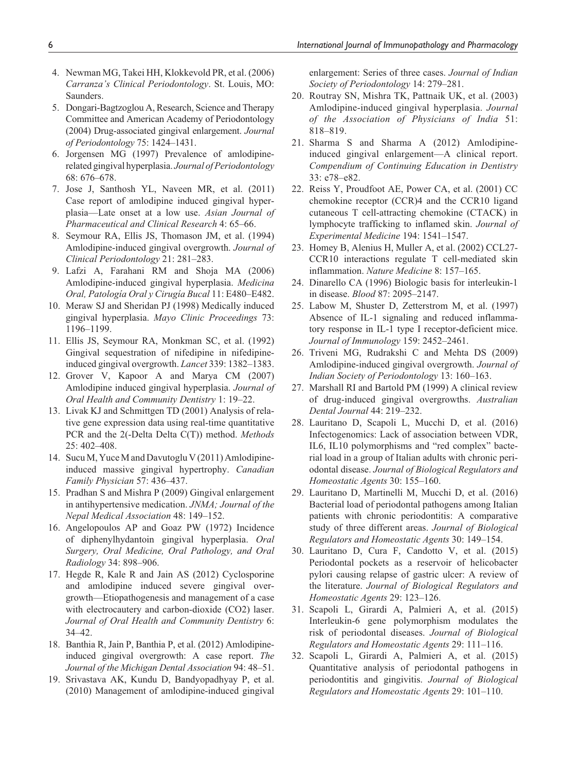4. Newman MG, Takei HH, Klokkevold PR, et al. (2006) *Carranza's Clinical Periodontology*. St. Louis, MO: Saunders.
5. Dongari-Bagtzoglou A, Research, Science and Therapy Committee and American Academy of Periodontology (2004) Drug-associated gingival enlargement. *Journal of Periodontology* 75: 1424–1431.
6. Jorgensen MG (1997) Prevalence of amlodipine-related gingival hyperplasia. *Journal of Periodontology* 68: 676–678.
7. Jose J, Santhosh YL, Naveen MR, et al. (2011) Case report of amlodipine induced gingival hyperplasia—Late onset at a low use. *Asian Journal of Pharmaceutical and Clinical Research* 4: 65–66.
8. Seymour RA, Ellis JS, Thomason JM, et al. (1994) Amlodipine-induced gingival overgrowth. *Journal of Clinical Periodontology* 21: 281–283.
9. Lafzi A, Farahani RM and Shoja MA (2006) Amlodipine-induced gingival hyperplasia. *Medicina Oral, Patología Oral y Cirugía Bucal* 11: E480–E482.
10. Meraw SJ and Sheridan PJ (1998) Medically induced gingival hyperplasia. *Mayo Clinic Proceedings* 73: 1196–1199.
11. Ellis JS, Seymour RA, Monkman SC, et al. (1992) Gingival sequestration of nifedipine in nifedipine-induced gingival overgrowth. *Lancet* 339: 1382–1383.
12. Grover V, Kapoor A and Marya CM (2007) Amlodipine induced gingival hyperplasia. *Journal of Oral Health and Community Dentistry* 1: 19–22.
13. Livak KJ and Schmittgen TD (2001) Analysis of relative gene expression data using real-time quantitative PCR and the 2(-Delta Delta C(T)) method. *Methods* 25: 402–408.
14. Sucu M, Yuce M and Davutoglu V (2011) Amlodipine-induced massive gingival hypertrophy. *Canadian Family Physician* 57: 436–437.
15. Pradhan S and Mishra P (2009) Gingival enlargement in antihypertensive medication. *JNMA; Journal of the Nepal Medical Association* 48: 149–152.
16. Angelopoulos AP and Goaz PW (1972) Incidence of diphenylhydantoin gingival hyperplasia. *Oral Surgery, Oral Medicine, Oral Pathology, and Oral Radiology* 34: 898–906.
17. Hegde R, Kale R and Jain AS (2012) Cyclosporine and amlodipine induced severe gingival overgrowth—Etiopathogenesis and management of a case with electrocautery and carbon-dioxide (CO2) laser. *Journal of Oral Health and Community Dentistry* 6: 34–42.
18. Banthia R, Jain P, Banthia P, et al. (2012) Amlodipine-induced gingival overgrowth: A case report. *The Journal of the Michigan Dental Association* 94: 48–51.
19. Srivastava AK, Kundu D, Bandyopadhyay P, et al. (2010) Management of amlodipine-induced gingival enlargement: Series of three cases. *Journal of Indian Society of Periodontology* 14: 279–281.
20. Routray SN, Mishra TK, Pattnaik UK, et al. (2003) Amlodipine-induced gingival hyperplasia. *Journal of the Association of Physicians of India* 51: 818–819.
21. Sharma S and Sharma A (2012) Amlodipine-induced gingival enlargement—A clinical report. *Compendium of Continuing Education in Dentistry* 33: e78–e82.
22. Reiss Y, Proudfoot AE, Power CA, et al. (2001) CC chemokine receptor (CCR)4 and the CCR10 ligand cutaneous T cell-attracting chemokine (CTACK) in lymphocyte trafficking to inflamed skin. *Journal of Experimental Medicine* 194: 1541–1547.
23. Homey B, Alenius H, Muller A, et al. (2002) CCL27-CCR10 interactions regulate T cell-mediated skin inflammation. *Nature Medicine* 8: 157–165.
24. Dinarello CA (1996) Biologic basis for interleukin-1 in disease. *Blood* 87: 2095–2147.
25. Labow M, Shuster D, Zetterstrom M, et al. (1997) Absence of IL-1 signaling and reduced inflammatory response in IL-1 type I receptor-deficient mice. *Journal of Immunology* 159: 2452–2461.
26. Triveni MG, Rudrakshi C and Mehta DS (2009) Amlodipine-induced gingival overgrowth. *Journal of Indian Society of Periodontology* 13: 160–163.
27. Marshall RI and Bartold PM (1999) A clinical review of drug-induced gingival overgrowths. *Australian Dental Journal* 44: 219–232.
28. Lauritano D, Scapoli L, Mucchi D, et al. (2016) Infectogenomics: Lack of association between VDR, IL6, IL10 polymorphisms and "red complex" bacterial load in a group of Italian adults with chronic periodontal disease. *Journal of Biological Regulators and Homeostatic Agents* 30: 155–160.
29. Lauritano D, Martinelli M, Mucchi D, et al. (2016) Bacterial load of periodontal pathogens among Italian patients with chronic periodontitis: A comparative study of three different areas. *Journal of Biological Regulators and Homeostatic Agents* 30: 149–154.
30. Lauritano D, Cura F, Candotto V, et al. (2015) Periodontal pockets as a reservoir of helicobacter pylori causing relapse of gastric ulcer: A review of the literature. *Journal of Biological Regulators and Homeostatic Agents* 29: 123–126.
31. Scapoli L, Girardi A, Palmieri A, et al. (2015) Interleukin-6 gene polymorphism modulates the risk of periodontal diseases. *Journal of Biological Regulators and Homeostatic Agents* 29: 111–116.
32. Scapoli L, Girardi A, Palmieri A, et al. (2015) Quantitative analysis of periodontal pathogens in periodontitis and gingivitis. *Journal of Biological Regulators and Homeostatic Agents* 29: 101–110.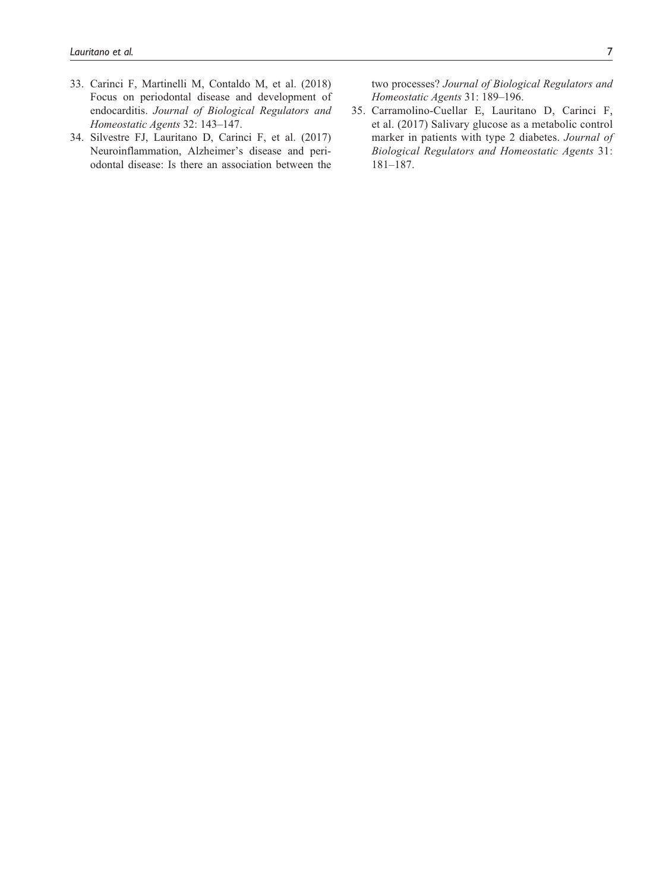33. Carinci F, Martinelli M, Contaldo M, et al. (2018) Focus on periodontal disease and development of endocarditis. *Journal of Biological Regulators and Homeostatic Agents* 32: 143–147.
34. Silvestre FJ, Lauritano D, Carinci F, et al. (2017) Neuroinflammation, Alzheimer's disease and periodontal disease: Is there an association between the two processes? *Journal of Biological Regulators and Homeostatic Agents* 31: 189–196.
35. Carramolino-Cuellar E, Lauritano D, Carinci F, et al. (2017) Salivary glucose as a metabolic control marker in patients with type 2 diabetes. *Journal of Biological Regulators and Homeostatic Agents* 31: 181–187.